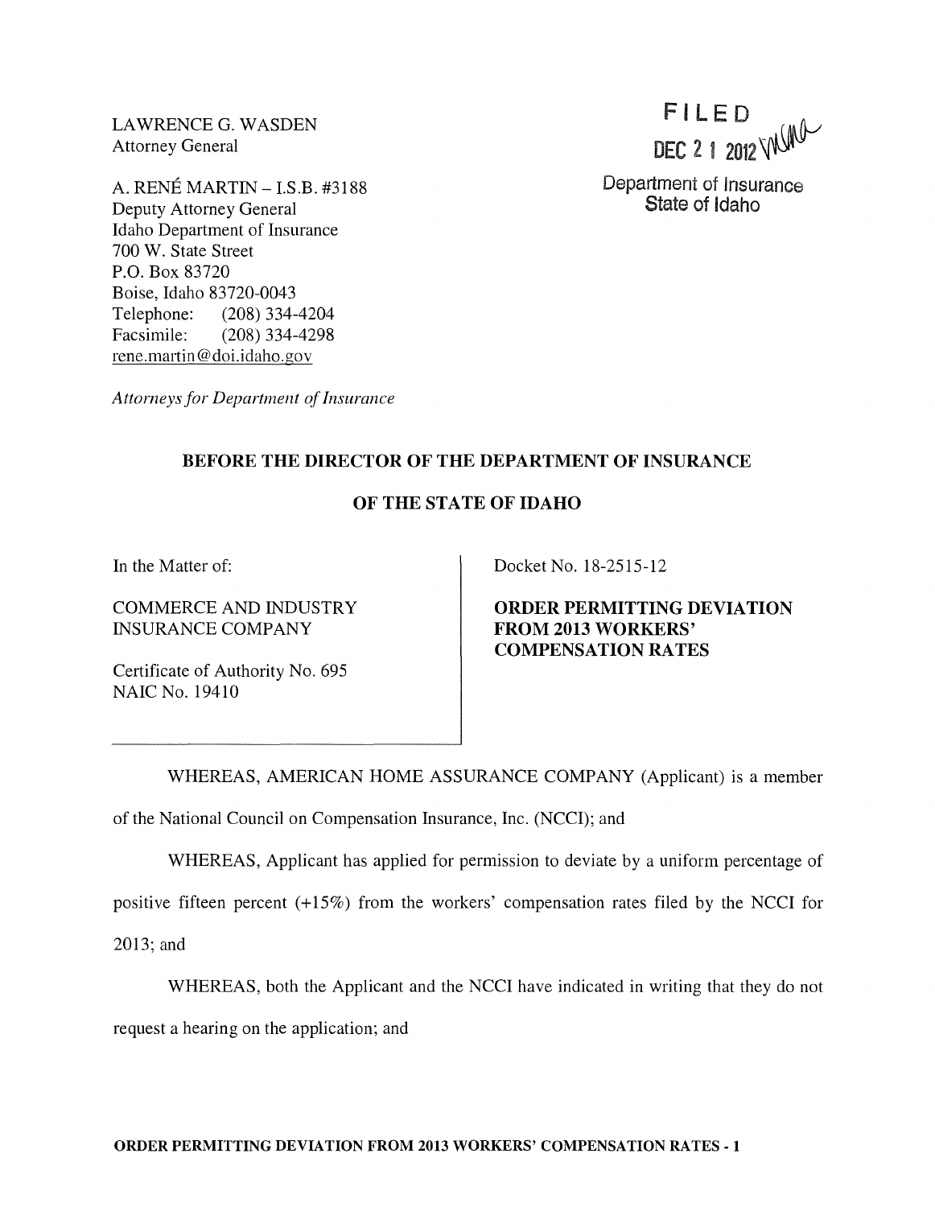LAWRENCE G. WASDEN
Attorney General

A. RENÉ MARTIN – I.S.B. #3188
Deputy Attorney General
Idaho Department of Insurance
700 W. State Street
P.O. Box 83720
Boise, Idaho 83720-0043
Telephone: (208) 334-4204
Facsimile: (208) 334-4298
rene.martin@doi.idaho.gov

*Attorneys for Department of Insurance*

FILED
DEC 21 2012
Department of Insurance
State of Idaho

**BEFORE THE DIRECTOR OF THE DEPARTMENT OF INSURANCE**

**OF THE STATE OF IDAHO**

| | |
|---|---|
| In the Matter of:<br><br>COMMERCE AND INDUSTRY INSURANCE COMPANY<br><br>Certificate of Authority No. 695<br>NAIC No. 19410 | Docket No. 18-2515-12<br><br>**ORDER PERMITTING DEVIATION FROM 2013 WORKERS' COMPENSATION RATES** |

WHEREAS, AMERICAN HOME ASSURANCE COMPANY (Applicant) is a member of the National Council on Compensation Insurance, Inc. (NCCI); and

WHEREAS, Applicant has applied for permission to deviate by a uniform percentage of positive fifteen percent (+15%) from the workers' compensation rates filed by the NCCI for 2013; and

WHEREAS, both the Applicant and the NCCI have indicated in writing that they do not request a hearing on the application; and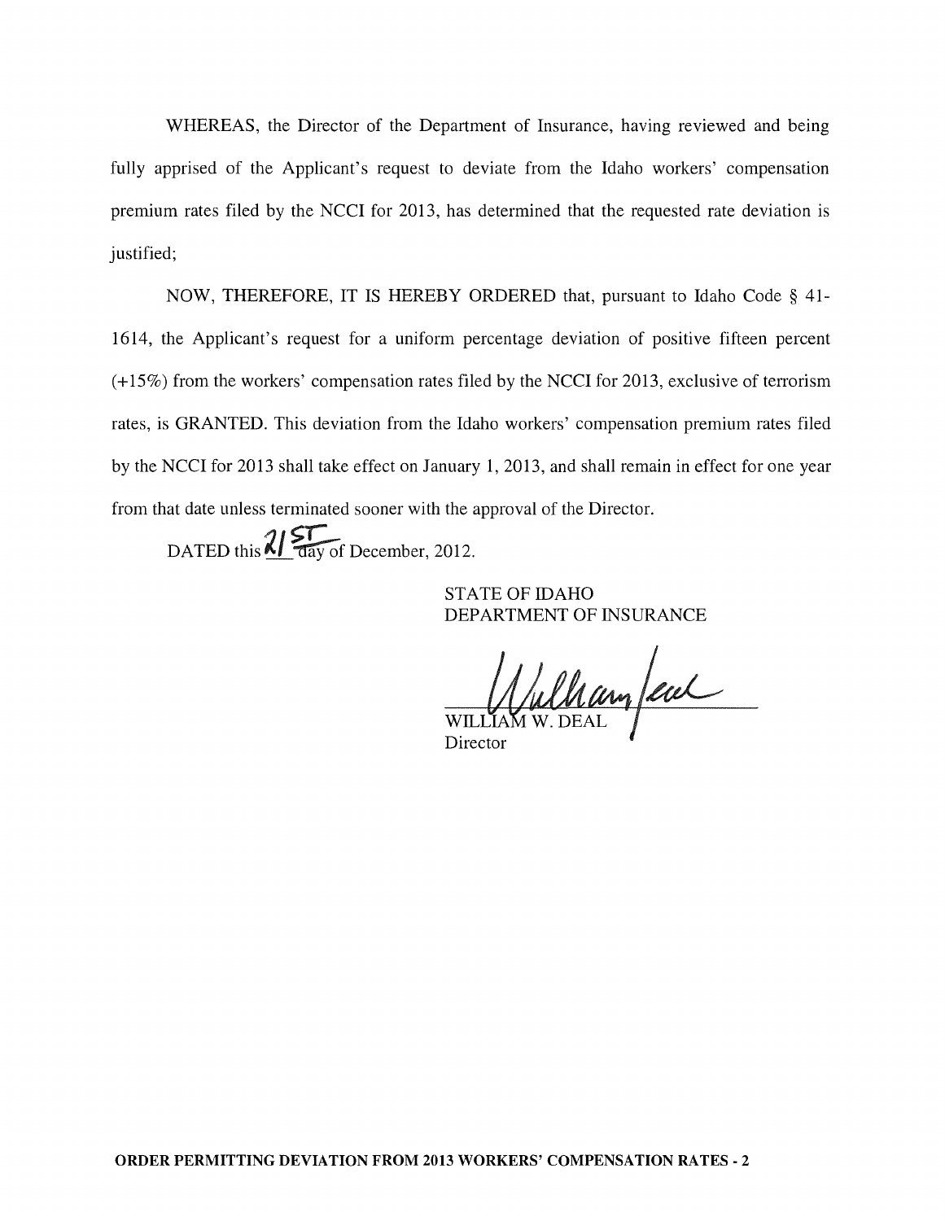WHEREAS, the Director of the Department of Insurance, having reviewed and being fully apprised of the Applicant's request to deviate from the Idaho workers' compensation premium rates filed by the NCCI for 2013, has determined that the requested rate deviation is justified;

NOW, THEREFORE, IT IS HEREBY ORDERED that, pursuant to Idaho Code § 41-1614, the Applicant's request for a uniform percentage deviation of positive fifteen percent (+15%) from the workers' compensation rates filed by the NCCI for 2013, exclusive of terrorism rates, is GRANTED. This deviation from the Idaho workers' compensation premium rates filed by the NCCI for 2013 shall take effect on January 1, 2013, and shall remain in effect for one year from that date unless terminated sooner with the approval of the Director.

DATED this 21st day of December, 2012.

STATE OF IDAHO
DEPARTMENT OF INSURANCE

WILLIAM W. DEAL
Director

**ORDER PERMITTING DEVIATION FROM 2013 WORKERS' COMPENSATION RATES - 2**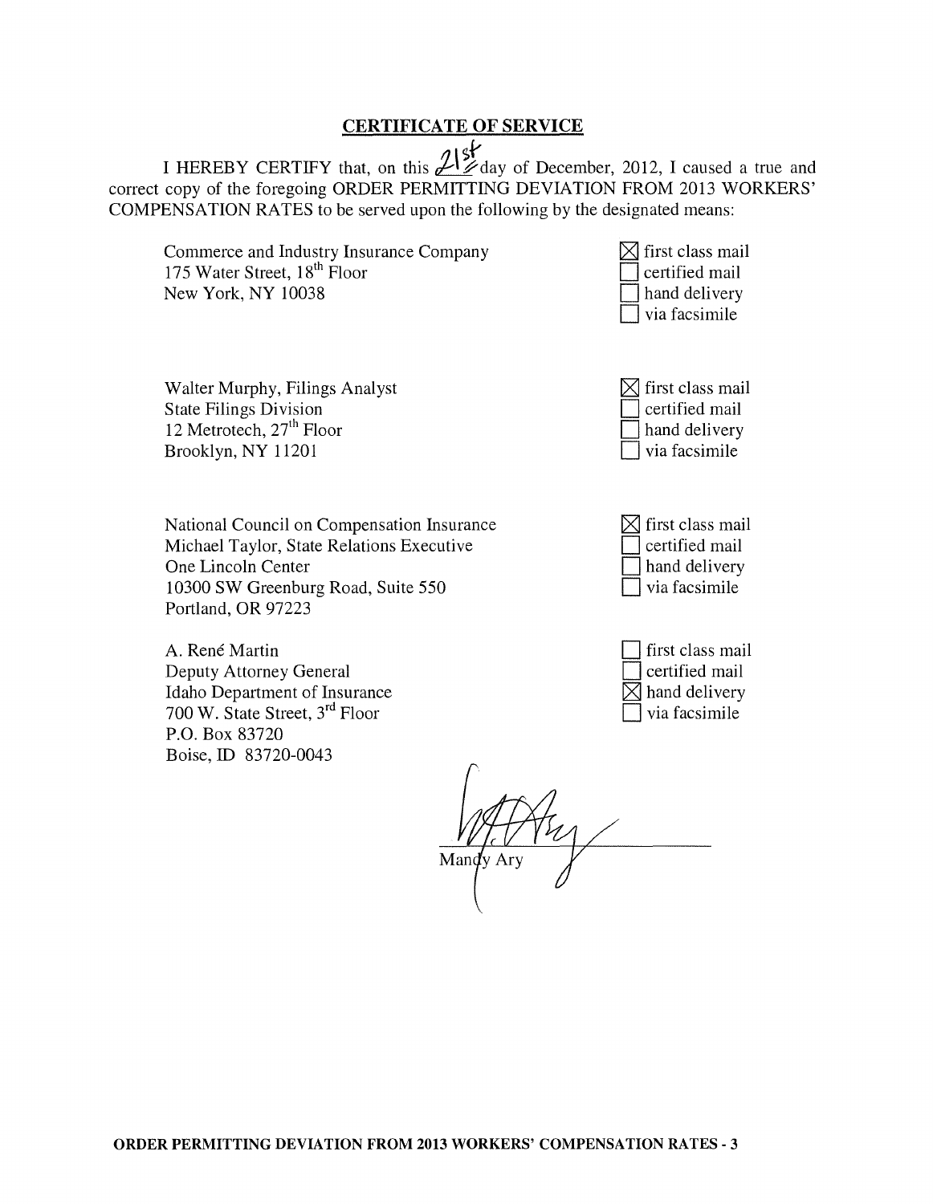## CERTIFICATE OF SERVICE

I HEREBY CERTIFY that, on this 21st day of December, 2012, I caused a true and correct copy of the foregoing ORDER PERMITTING DEVIATION FROM 2013 WORKERS' COMPENSATION RATES to be served upon the following by the designated means:

Commerce and Industry Insurance Company
175 Water Street, 18th Floor
New York, NY 10038

- [x] first class mail
- [ ] certified mail
- [ ] hand delivery
- [ ] via facsimile

Walter Murphy, Filings Analyst
State Filings Division
12 Metrotech, 27th Floor
Brooklyn, NY 11201

- [x] first class mail
- [ ] certified mail
- [ ] hand delivery
- [ ] via facsimile

National Council on Compensation Insurance
Michael Taylor, State Relations Executive
One Lincoln Center
10300 SW Greenburg Road, Suite 550
Portland, OR 97223

- [x] first class mail
- [ ] certified mail
- [ ] hand delivery
- [ ] via facsimile

A. René Martin
Deputy Attorney General
Idaho Department of Insurance
700 W. State Street, 3rd Floor
P.O. Box 83720
Boise, ID 83720-0043

- [ ] first class mail
- [ ] certified mail
- [x] hand delivery
- [ ] via facsimile

Mandy Ary